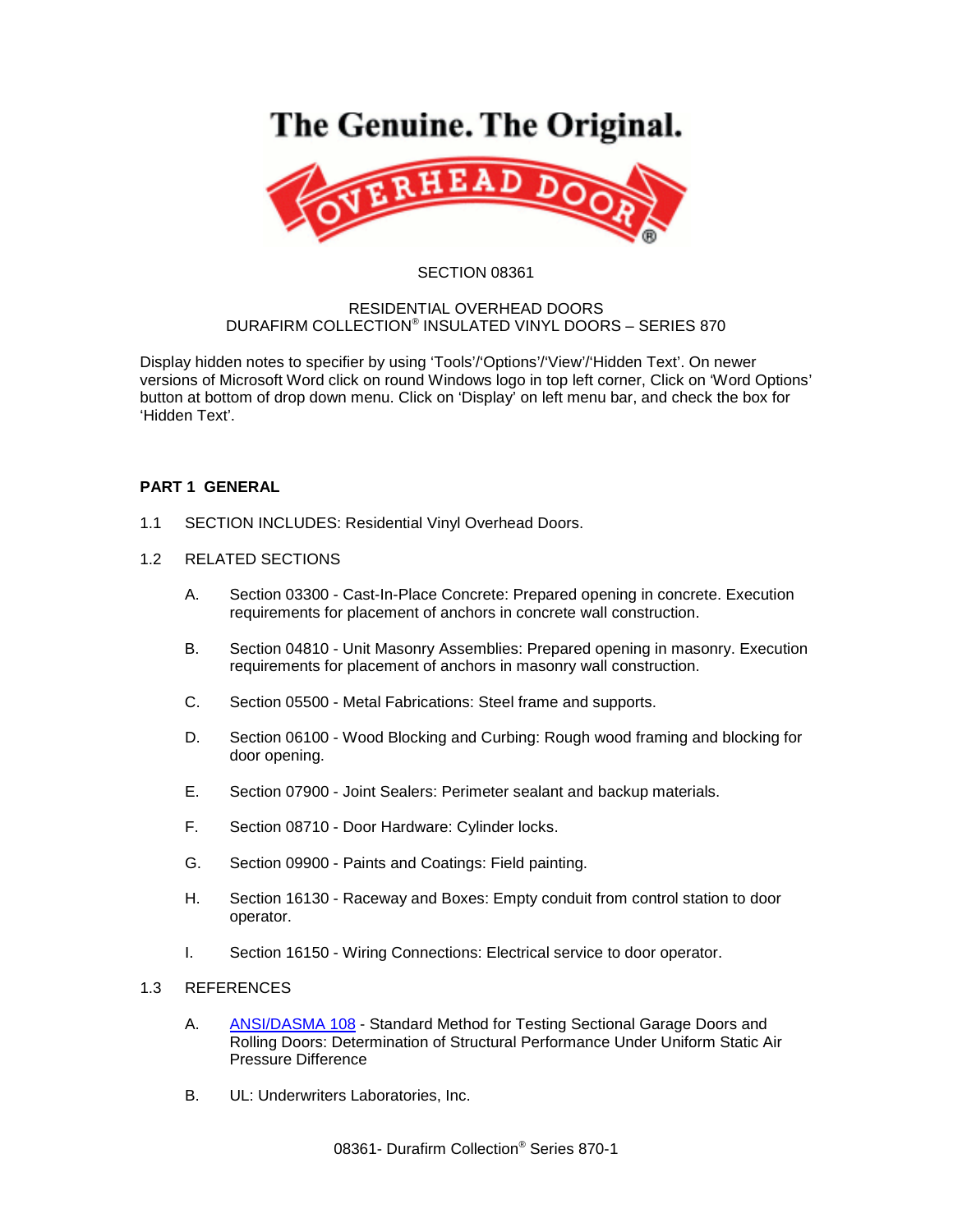The Genuine. The Original.

SECTION 08361

RESIDENTIAL OVERHEAD DOORS
DURAFIRM COLLECTION® INSULATED VINYL DOORS – SERIES 870

Display hidden notes to specifier by using 'Tools'/'Options'/'View'/'Hidden Text'. On newer versions of Microsoft Word click on round Windows logo in top left corner, Click on 'Word Options' button at bottom of drop down menu. Click on 'Display' on left menu bar, and check the box for 'Hidden Text'.

## PART 1 GENERAL

1.1 SECTION INCLUDES: Residential Vinyl Overhead Doors.

1.2 RELATED SECTIONS

A. Section 03300 - Cast-In-Place Concrete: Prepared opening in concrete. Execution requirements for placement of anchors in concrete wall construction.

B. Section 04810 - Unit Masonry Assemblies: Prepared opening in masonry. Execution requirements for placement of anchors in masonry wall construction.

C. Section 05500 - Metal Fabrications: Steel frame and supports.

D. Section 06100 - Wood Blocking and Curbing: Rough wood framing and blocking for door opening.

E. Section 07900 - Joint Sealers: Perimeter sealant and backup materials.

F. Section 08710 - Door Hardware: Cylinder locks.

G. Section 09900 - Paints and Coatings: Field painting.

H. Section 16130 - Raceway and Boxes: Empty conduit from control station to door operator.

I. Section 16150 - Wiring Connections: Electrical service to door operator.

1.3 REFERENCES

A. ANSI/DASMA 108 - Standard Method for Testing Sectional Garage Doors and Rolling Doors: Determination of Structural Performance Under Uniform Static Air Pressure Difference

B. UL: Underwriters Laboratories, Inc.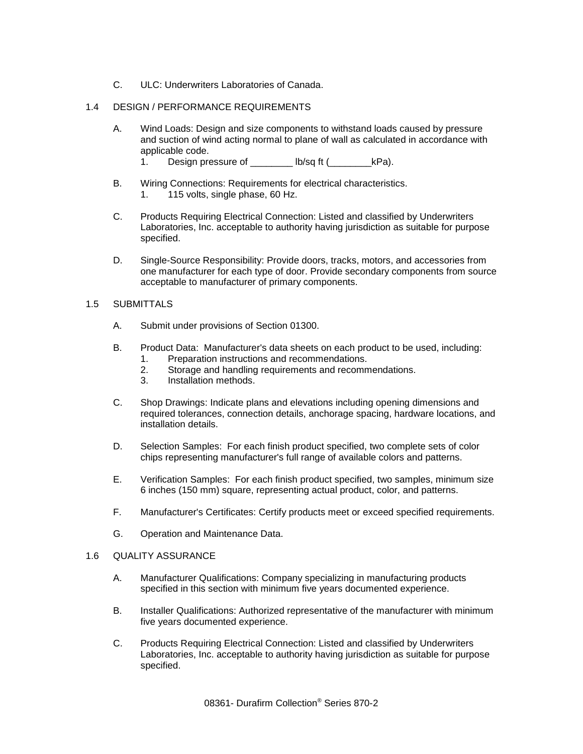C. ULC: Underwriters Laboratories of Canada.

## 1.4 DESIGN / PERFORMANCE REQUIREMENTS

A. Wind Loads: Design and size components to withstand loads caused by pressure and suction of wind acting normal to plane of wall as calculated in accordance with applicable code.
   1. Design pressure of ________ lb/sq ft (________kPa).

B. Wiring Connections: Requirements for electrical characteristics.
   1. 115 volts, single phase, 60 Hz.

C. Products Requiring Electrical Connection: Listed and classified by Underwriters Laboratories, Inc. acceptable to authority having jurisdiction as suitable for purpose specified.

D. Single-Source Responsibility: Provide doors, tracks, motors, and accessories from one manufacturer for each type of door. Provide secondary components from source acceptable to manufacturer of primary components.

## 1.5 SUBMITTALS

A. Submit under provisions of Section 01300.

B. Product Data: Manufacturer's data sheets on each product to be used, including:
   1. Preparation instructions and recommendations.
   2. Storage and handling requirements and recommendations.
   3. Installation methods.

C. Shop Drawings: Indicate plans and elevations including opening dimensions and required tolerances, connection details, anchorage spacing, hardware locations, and installation details.

D. Selection Samples: For each finish product specified, two complete sets of color chips representing manufacturer's full range of available colors and patterns.

E. Verification Samples: For each finish product specified, two samples, minimum size 6 inches (150 mm) square, representing actual product, color, and patterns.

F. Manufacturer's Certificates: Certify products meet or exceed specified requirements.

G. Operation and Maintenance Data.

## 1.6 QUALITY ASSURANCE

A. Manufacturer Qualifications: Company specializing in manufacturing products specified in this section with minimum five years documented experience.

B. Installer Qualifications: Authorized representative of the manufacturer with minimum five years documented experience.

C. Products Requiring Electrical Connection: Listed and classified by Underwriters Laboratories, Inc. acceptable to authority having jurisdiction as suitable for purpose specified.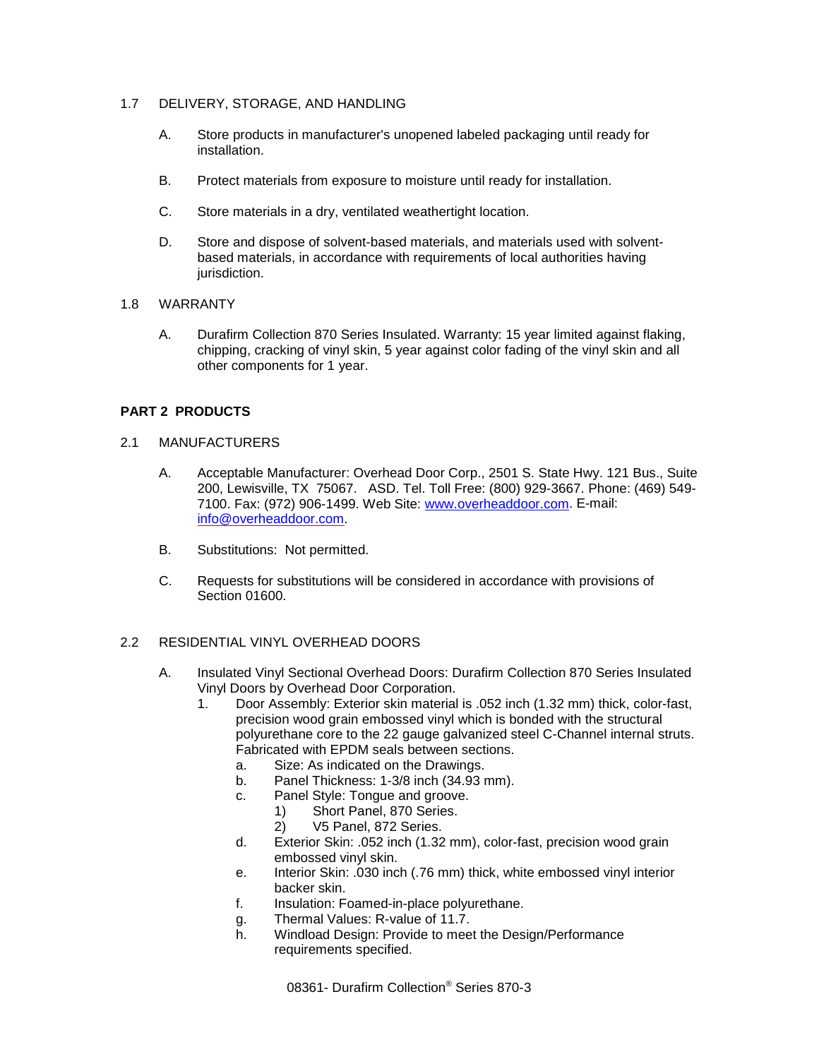1.7 DELIVERY, STORAGE, AND HANDLING

A. Store products in manufacturer's unopened labeled packaging until ready for installation.

B. Protect materials from exposure to moisture until ready for installation.

C. Store materials in a dry, ventilated weathertight location.

D. Store and dispose of solvent-based materials, and materials used with solvent-based materials, in accordance with requirements of local authorities having jurisdiction.

1.8 WARRANTY

A. Durafirm Collection 870 Series Insulated. Warranty: 15 year limited against flaking, chipping, cracking of vinyl skin, 5 year against color fading of the vinyl skin and all other components for 1 year.

## PART 2 PRODUCTS

2.1 MANUFACTURERS

A. Acceptable Manufacturer: Overhead Door Corp., 2501 S. State Hwy. 121 Bus., Suite 200, Lewisville, TX 75067. ASD. Tel. Toll Free: (800) 929-3667. Phone: (469) 549-7100. Fax: (972) 906-1499. Web Site: [www.overheaddoor.com](http://www.overheaddoor.com). E-mail: [info@overheaddoor.com](mailto:info@overheaddoor.com).

B. Substitutions: Not permitted.

C. Requests for substitutions will be considered in accordance with provisions of Section 01600.

2.2 RESIDENTIAL VINYL OVERHEAD DOORS

A. Insulated Vinyl Sectional Overhead Doors: Durafirm Collection 870 Series Insulated Vinyl Doors by Overhead Door Corporation.
   1. Door Assembly: Exterior skin material is .052 inch (1.32 mm) thick, color-fast, precision wood grain embossed vinyl which is bonded with the structural polyurethane core to the 22 gauge galvanized steel C-Channel internal struts. Fabricated with EPDM seals between sections.
      a. Size: As indicated on the Drawings.
      b. Panel Thickness: 1-3/8 inch (34.93 mm).
      c. Panel Style: Tongue and groove.
         1) Short Panel, 870 Series.
         2) V5 Panel, 872 Series.
      d. Exterior Skin: .052 inch (1.32 mm), color-fast, precision wood grain embossed vinyl skin.
      e. Interior Skin: .030 inch (.76 mm) thick, white embossed vinyl interior backer skin.
      f. Insulation: Foamed-in-place polyurethane.
      g. Thermal Values: R-value of 11.7.
      h. Windload Design: Provide to meet the Design/Performance requirements specified.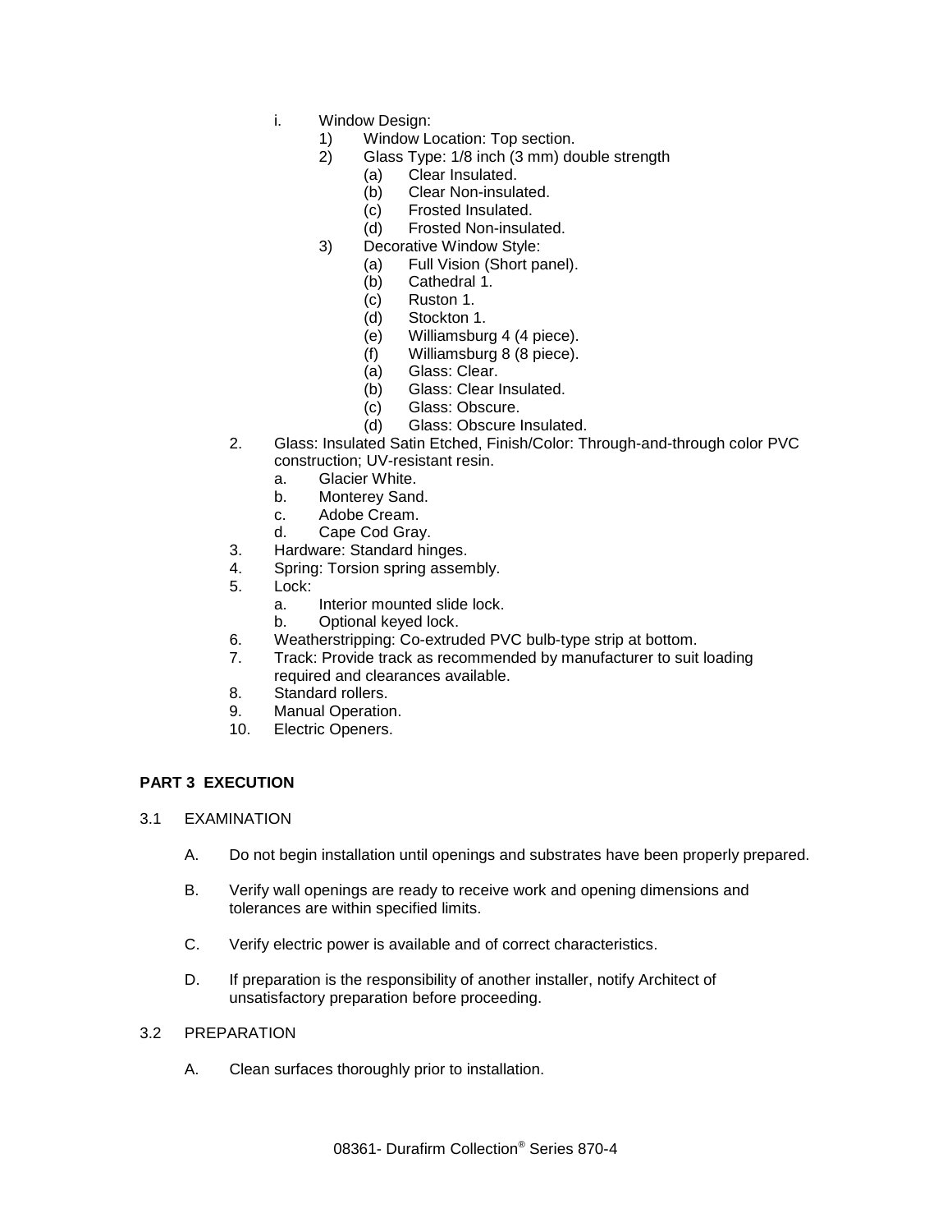i. Window Design:
   1) Window Location: Top section.
   2) Glass Type: 1/8 inch (3 mm) double strength
      (a) Clear Insulated.
      (b) Clear Non-insulated.
      (c) Frosted Insulated.
      (d) Frosted Non-insulated.
   3) Decorative Window Style:
      (a) Full Vision (Short panel).
      (b) Cathedral 1.
      (c) Ruston 1.
      (d) Stockton 1.
      (e) Williamsburg 4 (4 piece).
      (f) Williamsburg 8 (8 piece).
      (a) Glass: Clear.
      (b) Glass: Clear Insulated.
      (c) Glass: Obscure.
      (d) Glass: Obscure Insulated.

2. Glass: Insulated Satin Etched, Finish/Color: Through-and-through color PVC construction; UV-resistant resin.
   a. Glacier White.
   b. Monterey Sand.
   c. Adobe Cream.
   d. Cape Cod Gray.
3. Hardware: Standard hinges.
4. Spring: Torsion spring assembly.
5. Lock:
   a. Interior mounted slide lock.
   b. Optional keyed lock.
6. Weatherstripping: Co-extruded PVC bulb-type strip at bottom.
7. Track: Provide track as recommended by manufacturer to suit loading required and clearances available.
8. Standard rollers.
9. Manual Operation.
10. Electric Openers.

## PART 3 EXECUTION

### 3.1 EXAMINATION

A. Do not begin installation until openings and substrates have been properly prepared.

B. Verify wall openings are ready to receive work and opening dimensions and tolerances are within specified limits.

C. Verify electric power is available and of correct characteristics.

D. If preparation is the responsibility of another installer, notify Architect of unsatisfactory preparation before proceeding.

### 3.2 PREPARATION

A. Clean surfaces thoroughly prior to installation.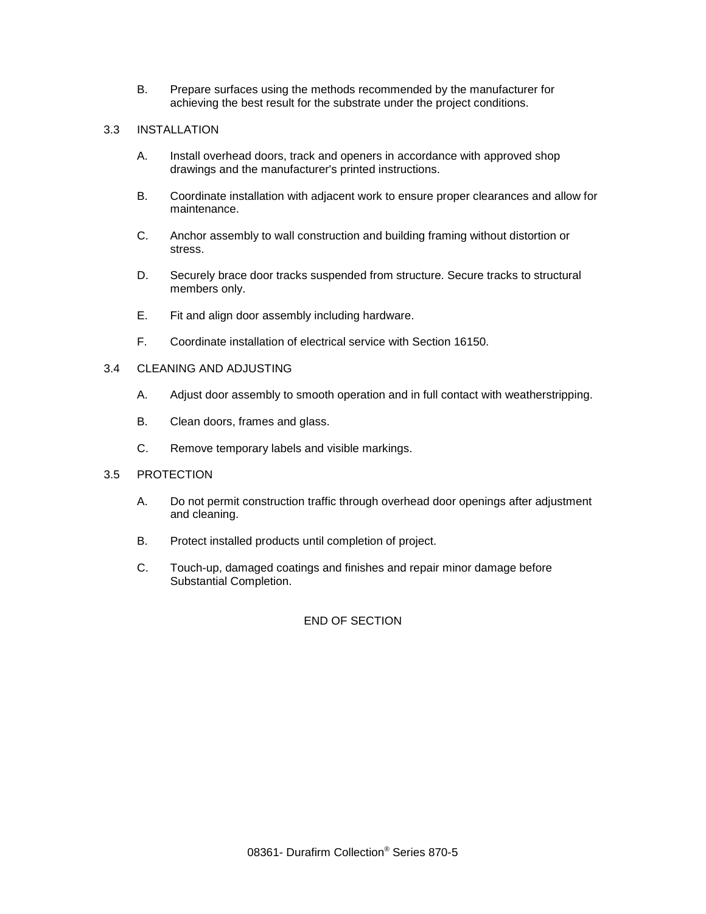B. Prepare surfaces using the methods recommended by the manufacturer for achieving the best result for the substrate under the project conditions.

## 3.3 INSTALLATION

A. Install overhead doors, track and openers in accordance with approved shop drawings and the manufacturer's printed instructions.

B. Coordinate installation with adjacent work to ensure proper clearances and allow for maintenance.

C. Anchor assembly to wall construction and building framing without distortion or stress.

D. Securely brace door tracks suspended from structure. Secure tracks to structural members only.

E. Fit and align door assembly including hardware.

F. Coordinate installation of electrical service with Section 16150.

## 3.4 CLEANING AND ADJUSTING

A. Adjust door assembly to smooth operation and in full contact with weatherstripping.

B. Clean doors, frames and glass.

C. Remove temporary labels and visible markings.

## 3.5 PROTECTION

A. Do not permit construction traffic through overhead door openings after adjustment and cleaning.

B. Protect installed products until completion of project.

C. Touch-up, damaged coatings and finishes and repair minor damage before Substantial Completion.

END OF SECTION